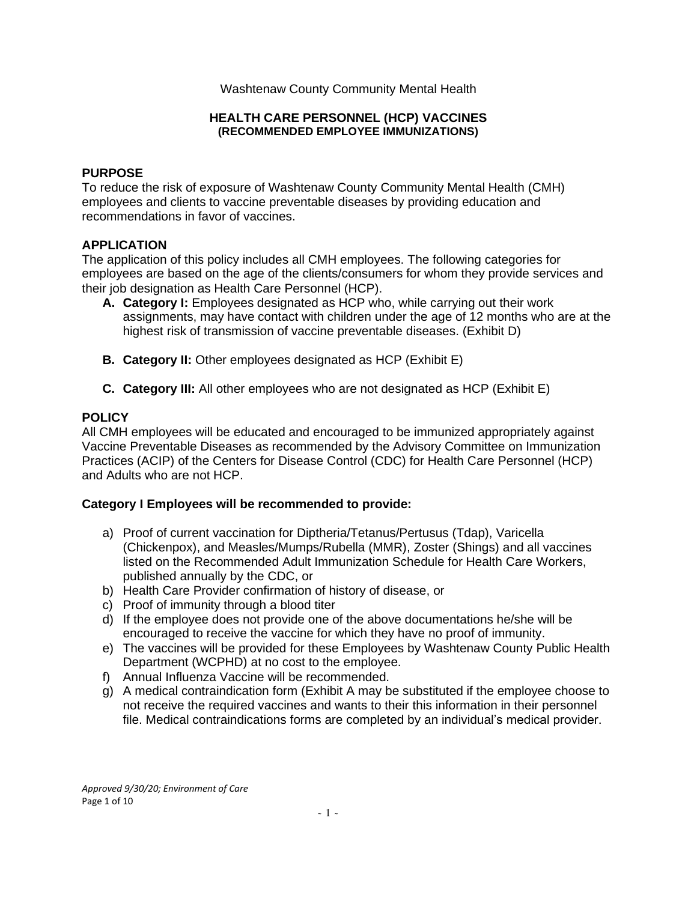Washtenaw County Community Mental Health

# HEALTH CARE PERSONNEL (HCP) VACCINES
## (RECOMMENDED EMPLOYEE IMMUNIZATIONS)

## PURPOSE

To reduce the risk of exposure of Washtenaw County Community Mental Health (CMH) employees and clients to vaccine preventable diseases by providing education and recommendations in favor of vaccines.

## APPLICATION

The application of this policy includes all CMH employees. The following categories for employees are based on the age of the clients/consumers for whom they provide services and their job designation as Health Care Personnel (HCP).

- **A. Category I:** Employees designated as HCP who, while carrying out their work assignments, may have contact with children under the age of 12 months who are at the highest risk of transmission of vaccine preventable diseases. (Exhibit D)
- **B. Category II:** Other employees designated as HCP (Exhibit E)
- **C. Category III:** All other employees who are not designated as HCP (Exhibit E)

## POLICY

All CMH employees will be educated and encouraged to be immunized appropriately against Vaccine Preventable Diseases as recommended by the Advisory Committee on Immunization Practices (ACIP) of the Centers for Disease Control (CDC) for Health Care Personnel (HCP) and Adults who are not HCP.

### Category I Employees will be recommended to provide:

- a) Proof of current vaccination for Diptheria/Tetanus/Pertusus (Tdap), Varicella (Chickenpox), and Measles/Mumps/Rubella (MMR), Zoster (Shings) and all vaccines listed on the Recommended Adult Immunization Schedule for Health Care Workers, published annually by the CDC, or
- b) Health Care Provider confirmation of history of disease, or
- c) Proof of immunity through a blood titer
- d) If the employee does not provide one of the above documentations he/she will be encouraged to receive the vaccine for which they have no proof of immunity.
- e) The vaccines will be provided for these Employees by Washtenaw County Public Health Department (WCPHD) at no cost to the employee.
- f) Annual Influenza Vaccine will be recommended.
- g) A medical contraindication form (Exhibit A may be substituted if the employee choose to not receive the required vaccines and wants to their this information in their personnel file. Medical contraindications forms are completed by an individual's medical provider.

*Approved 9/30/20; Environment of Care*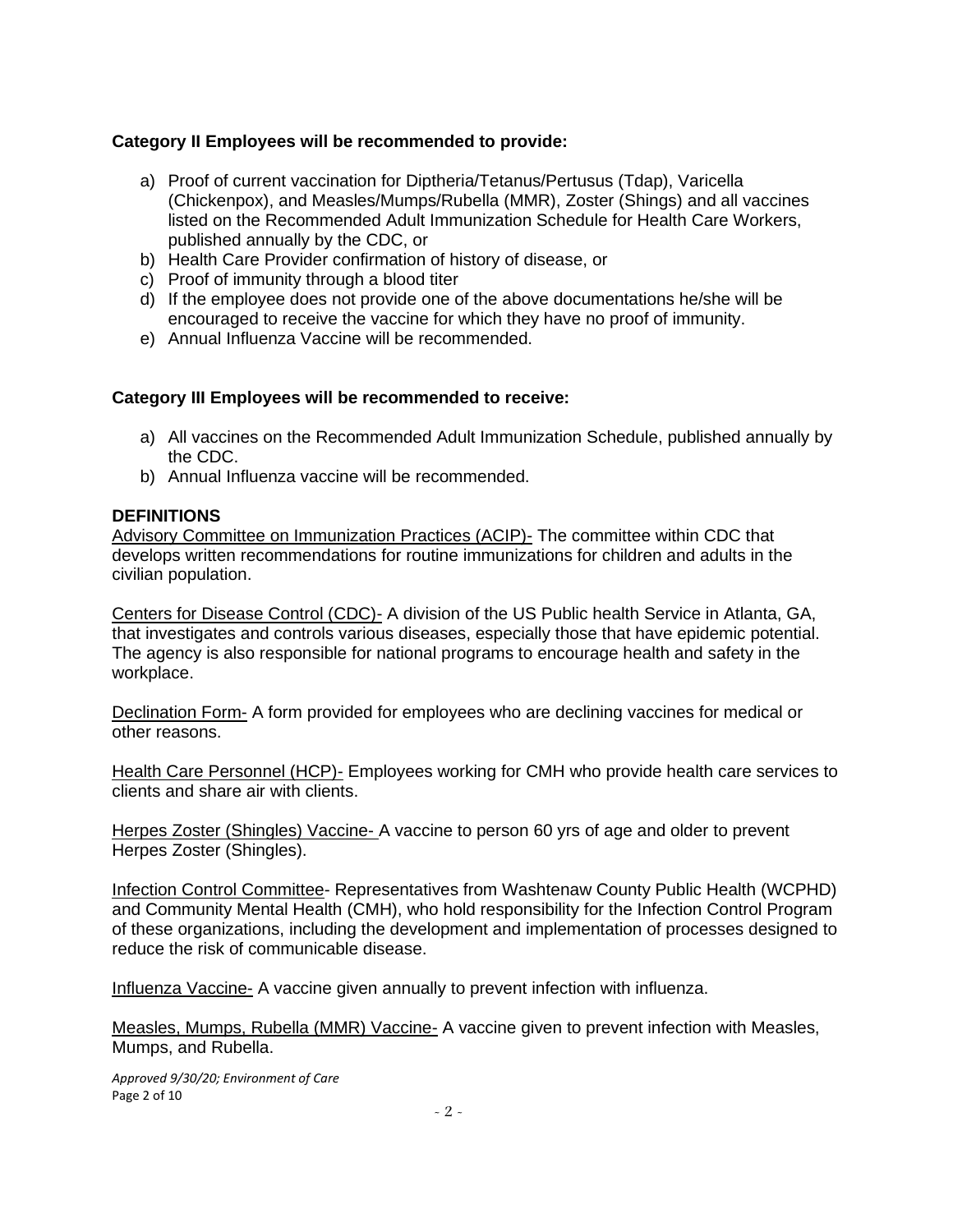**Category II Employees will be recommended to provide:**

a) Proof of current vaccination for Diptheria/Tetanus/Pertusus (Tdap), Varicella (Chickenpox), and Measles/Mumps/Rubella (MMR), Zoster (Shings) and all vaccines listed on the Recommended Adult Immunization Schedule for Health Care Workers, published annually by the CDC, or
b) Health Care Provider confirmation of history of disease, or
c) Proof of immunity through a blood titer
d) If the employee does not provide one of the above documentations he/she will be encouraged to receive the vaccine for which they have no proof of immunity.
e) Annual Influenza Vaccine will be recommended.

**Category III Employees will be recommended to receive:**

a) All vaccines on the Recommended Adult Immunization Schedule, published annually by the CDC.
b) Annual Influenza vaccine will be recommended.

**DEFINITIONS**

Advisory Committee on Immunization Practices (ACIP)- The committee within CDC that develops written recommendations for routine immunizations for children and adults in the civilian population.

Centers for Disease Control (CDC)- A division of the US Public health Service in Atlanta, GA, that investigates and controls various diseases, especially those that have epidemic potential. The agency is also responsible for national programs to encourage health and safety in the workplace.

Declination Form- A form provided for employees who are declining vaccines for medical or other reasons.

Health Care Personnel (HCP)- Employees working for CMH who provide health care services to clients and share air with clients.

Herpes Zoster (Shingles) Vaccine- A vaccine to person 60 yrs of age and older to prevent Herpes Zoster (Shingles).

Infection Control Committee- Representatives from Washtenaw County Public Health (WCPHD) and Community Mental Health (CMH), who hold responsibility for the Infection Control Program of these organizations, including the development and implementation of processes designed to reduce the risk of communicable disease.

Influenza Vaccine- A vaccine given annually to prevent infection with influenza.

Measles, Mumps, Rubella (MMR) Vaccine- A vaccine given to prevent infection with Measles, Mumps, and Rubella.

*Approved 9/30/20; Environment of Care*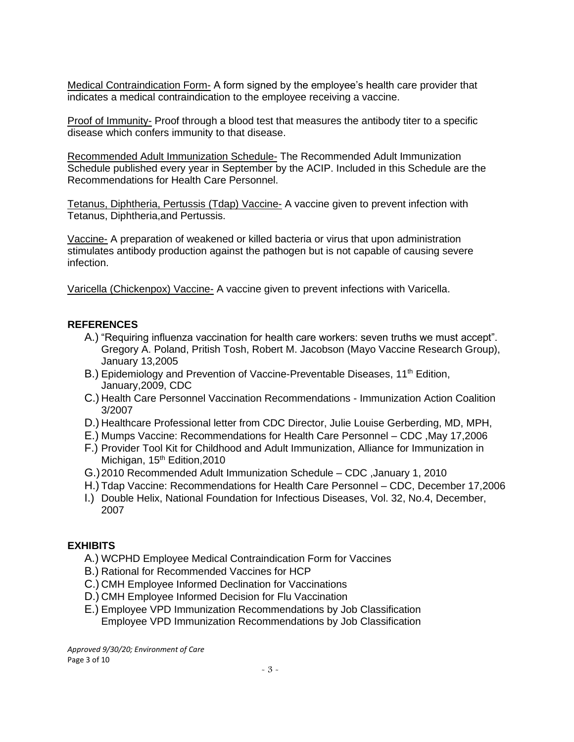Medical Contraindication Form- A form signed by the employee's health care provider that indicates a medical contraindication to the employee receiving a vaccine.

Proof of Immunity- Proof through a blood test that measures the antibody titer to a specific disease which confers immunity to that disease.

Recommended Adult Immunization Schedule- The Recommended Adult Immunization Schedule published every year in September by the ACIP. Included in this Schedule are the Recommendations for Health Care Personnel.

Tetanus, Diphtheria, Pertussis (Tdap) Vaccine- A vaccine given to prevent infection with Tetanus, Diphtheria,and Pertussis.

Vaccine- A preparation of weakened or killed bacteria or virus that upon administration stimulates antibody production against the pathogen but is not capable of causing severe infection.

Varicella (Chickenpox) Vaccine- A vaccine given to prevent infections with Varicella.

## REFERENCES

A.) "Requiring influenza vaccination for health care workers: seven truths we must accept". Gregory A. Poland, Pritish Tosh, Robert M. Jacobson (Mayo Vaccine Research Group), January 13,2005

B.) Epidemiology and Prevention of Vaccine-Preventable Diseases, 11th Edition, January,2009, CDC

C.) Health Care Personnel Vaccination Recommendations - Immunization Action Coalition 3/2007

D.) Healthcare Professional letter from CDC Director, Julie Louise Gerberding, MD, MPH,

E.) Mumps Vaccine: Recommendations for Health Care Personnel – CDC ,May 17,2006

F.) Provider Tool Kit for Childhood and Adult Immunization, Alliance for Immunization in Michigan, 15th Edition,2010

G.) 2010 Recommended Adult Immunization Schedule – CDC ,January 1, 2010

H.) Tdap Vaccine: Recommendations for Health Care Personnel – CDC, December 17,2006

I.) Double Helix, National Foundation for Infectious Diseases, Vol. 32, No.4, December, 2007

## EXHIBITS

A.) WCPHD Employee Medical Contraindication Form for Vaccines

B.) Rational for Recommended Vaccines for HCP

C.) CMH Employee Informed Declination for Vaccinations

D.) CMH Employee Informed Decision for Flu Vaccination

E.) Employee VPD Immunization Recommendations by Job Classification
Employee VPD Immunization Recommendations by Job Classification

*Approved 9/30/20; Environment of Care*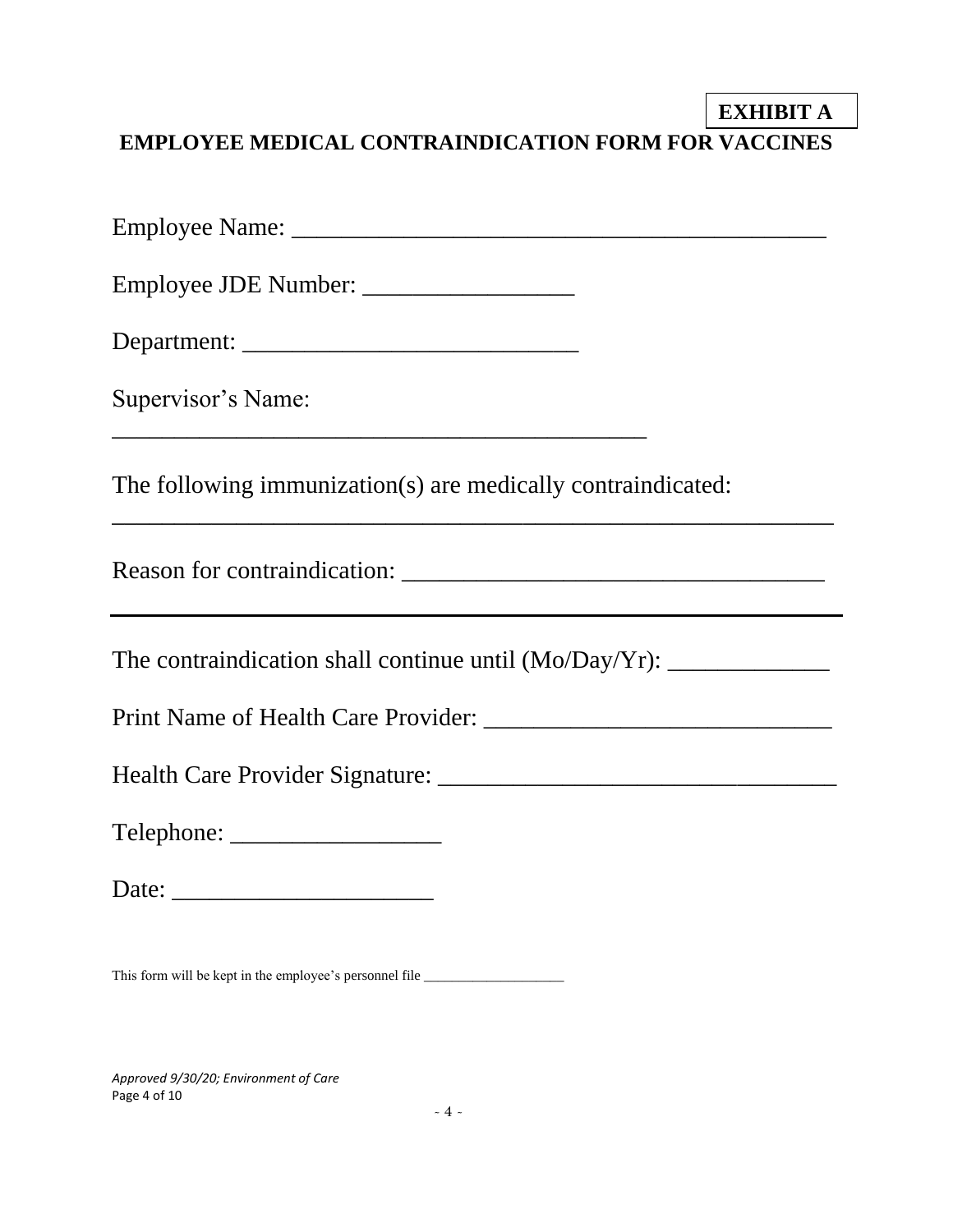**EXHIBIT A**

## EMPLOYEE MEDICAL CONTRAINDICATION FORM FOR VACCINES

Employee Name: ___________________________________________

Employee JDE Number: _________________

Department: ___________________________

Supervisor's Name: ___________________________________________

The following immunization(s) are medically contraindicated: ___________________________________________

Reason for contraindication: _________________________________

___________________________________________

The contraindication shall continue until (Mo/Day/Yr): _____________

Print Name of Health Care Provider: ____________________________

Health Care Provider Signature: ________________________________

Telephone: _________________

Date: _____________________

This form will be kept in the employee's personnel file ___________________

*Approved 9/30/20; Environment of Care*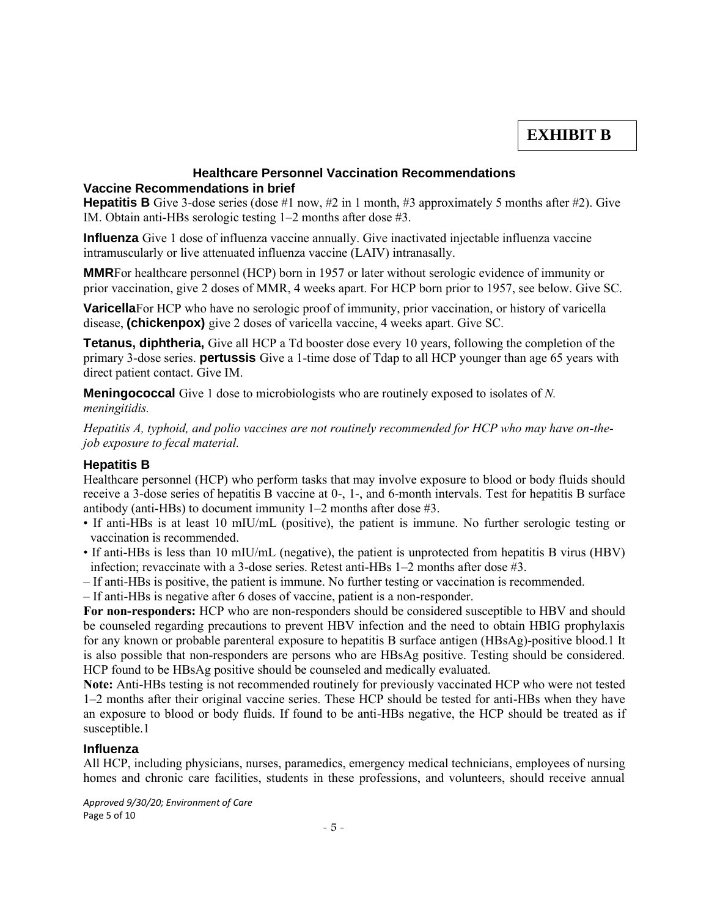**EXHIBIT B**

## Healthcare Personnel Vaccination Recommendations

### Vaccine Recommendations in brief

**Hepatitis B** Give 3-dose series (dose #1 now, #2 in 1 month, #3 approximately 5 months after #2). Give IM. Obtain anti-HBs serologic testing 1–2 months after dose #3.

**Influenza** Give 1 dose of influenza vaccine annually. Give inactivated injectable influenza vaccine intramuscularly or live attenuated influenza vaccine (LAIV) intranasally.

**MMR**For healthcare personnel (HCP) born in 1957 or later without serologic evidence of immunity or prior vaccination, give 2 doses of MMR, 4 weeks apart. For HCP born prior to 1957, see below. Give SC.

**Varicella**For HCP who have no serologic proof of immunity, prior vaccination, or history of varicella disease, **(chickenpox)** give 2 doses of varicella vaccine, 4 weeks apart. Give SC.

**Tetanus, diphtheria,** Give all HCP a Td booster dose every 10 years, following the completion of the primary 3-dose series. **pertussis** Give a 1-time dose of Tdap to all HCP younger than age 65 years with direct patient contact. Give IM.

**Meningococcal** Give 1 dose to microbiologists who are routinely exposed to isolates of *N. meningitidis.*

*Hepatitis A, typhoid, and polio vaccines are not routinely recommended for HCP who may have on-the-job exposure to fecal material.*

### Hepatitis B

Healthcare personnel (HCP) who perform tasks that may involve exposure to blood or body fluids should receive a 3-dose series of hepatitis B vaccine at 0-, 1-, and 6-month intervals. Test for hepatitis B surface antibody (anti-HBs) to document immunity 1–2 months after dose #3.

- If anti-HBs is at least 10 mIU/mL (positive), the patient is immune. No further serologic testing or vaccination is recommended.
- If anti-HBs is less than 10 mIU/mL (negative), the patient is unprotected from hepatitis B virus (HBV) infection; revaccinate with a 3-dose series. Retest anti-HBs 1–2 months after dose #3.

– If anti-HBs is positive, the patient is immune. No further testing or vaccination is recommended.
– If anti-HBs is negative after 6 doses of vaccine, patient is a non-responder.

**For non-responders:** HCP who are non-responders should be considered susceptible to HBV and should be counseled regarding precautions to prevent HBV infection and the need to obtain HBIG prophylaxis for any known or probable parenteral exposure to hepatitis B surface antigen (HBsAg)-positive blood.[1] It is also possible that non-responders are persons who are HBsAg positive. Testing should be considered. HCP found to be HBsAg positive should be counseled and medically evaluated.

**Note:** Anti-HBs testing is not recommended routinely for previously vaccinated HCP who were not tested 1–2 months after their original vaccine series. These HCP should be tested for anti-HBs when they have an exposure to blood or body fluids. If found to be anti-HBs negative, the HCP should be treated as if susceptible.[1]

### Influenza

All HCP, including physicians, nurses, paramedics, emergency medical technicians, employees of nursing homes and chronic care facilities, students in these professions, and volunteers, should receive annual

*Approved 9/30/20; Environment of Care*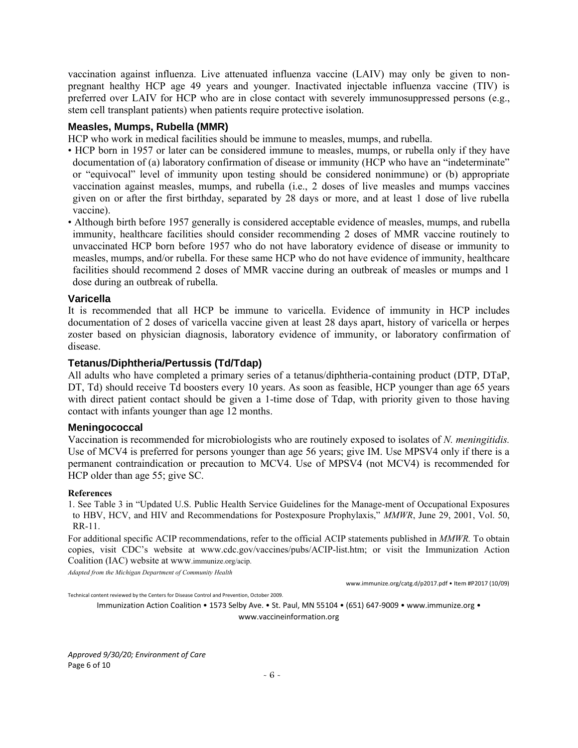vaccination against influenza. Live attenuated influenza vaccine (LAIV) may only be given to non-pregnant healthy HCP age 49 years and younger. Inactivated injectable influenza vaccine (TIV) is preferred over LAIV for HCP who are in close contact with severely immunosuppressed persons (e.g., stem cell transplant patients) when patients require protective isolation.

### Measles, Mumps, Rubella (MMR)

HCP who work in medical facilities should be immune to measles, mumps, and rubella.

- HCP born in 1957 or later can be considered immune to measles, mumps, or rubella only if they have documentation of (a) laboratory confirmation of disease or immunity (HCP who have an "indeterminate" or "equivocal" level of immunity upon testing should be considered nonimmune) or (b) appropriate vaccination against measles, mumps, and rubella (i.e., 2 doses of live measles and mumps vaccines given on or after the first birthday, separated by 28 days or more, and at least 1 dose of live rubella vaccine).
- Although birth before 1957 generally is considered acceptable evidence of measles, mumps, and rubella immunity, healthcare facilities should consider recommending 2 doses of MMR vaccine routinely to unvaccinated HCP born before 1957 who do not have laboratory evidence of disease or immunity to measles, mumps, and/or rubella. For these same HCP who do not have evidence of immunity, healthcare facilities should recommend 2 doses of MMR vaccine during an outbreak of measles or mumps and 1 dose during an outbreak of rubella.

### Varicella

It is recommended that all HCP be immune to varicella. Evidence of immunity in HCP includes documentation of 2 doses of varicella vaccine given at least 28 days apart, history of varicella or herpes zoster based on physician diagnosis, laboratory evidence of immunity, or laboratory confirmation of disease.

### Tetanus/Diphtheria/Pertussis (Td/Tdap)

All adults who have completed a primary series of a tetanus/diphtheria-containing product (DTP, DTaP, DT, Td) should receive Td boosters every 10 years. As soon as feasible, HCP younger than age 65 years with direct patient contact should be given a 1-time dose of Tdap, with priority given to those having contact with infants younger than age 12 months.

### Meningococcal

Vaccination is recommended for microbiologists who are routinely exposed to isolates of *N. meningitidis.* Use of MCV4 is preferred for persons younger than age 56 years; give IM. Use MPSV4 only if there is a permanent contraindication or precaution to MCV4. Use of MPSV4 (not MCV4) is recommended for HCP older than age 55; give SC.

**References**

1. See Table 3 in "Updated U.S. Public Health Service Guidelines for the Manage-ment of Occupational Exposures to HBV, HCV, and HIV and Recommendations for Postexposure Prophylaxis," *MMWR*, June 29, 2001, Vol. 50, RR-11.

For additional specific ACIP recommendations, refer to the official ACIP statements published in *MMWR.* To obtain copies, visit CDC's website at www.cdc.gov/vaccines/pubs/ACIP-list.htm; or visit the Immunization Action Coalition (IAC) website at www.immunize.org/acip.

*Adapted from the Michigan Department of Community Health*

www.immunize.org/catg.d/p2017.pdf • Item #P2017 (10/09)

Technical content reviewed by the Centers for Disease Control and Prevention, October 2009.

Immunization Action Coalition • 1573 Selby Ave. • St. Paul, MN 55104 • (651) 647-9009 • www.immunize.org • www.vaccineinformation.org

*Approved 9/30/20; Environment of Care*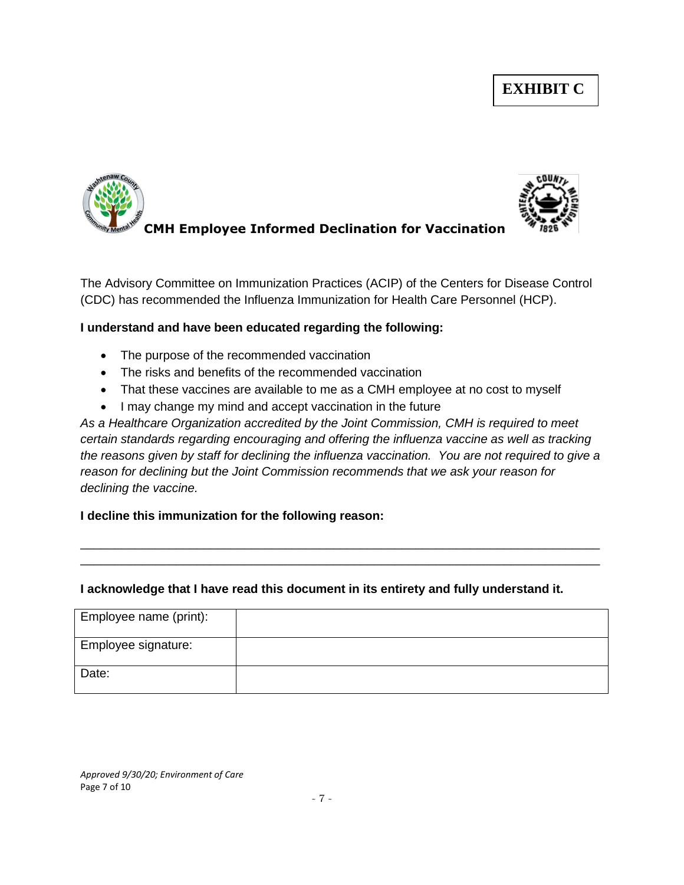**EXHIBIT C**

# CMH Employee Informed Declination for Vaccination

The Advisory Committee on Immunization Practices (ACIP) of the Centers for Disease Control (CDC) has recommended the Influenza Immunization for Health Care Personnel (HCP).

**I understand and have been educated regarding the following:**

- The purpose of the recommended vaccination
- The risks and benefits of the recommended vaccination
- That these vaccines are available to me as a CMH employee at no cost to myself
- I may change my mind and accept vaccination in the future

*As a Healthcare Organization accredited by the Joint Commission, CMH is required to meet certain standards regarding encouraging and offering the influenza vaccine as well as tracking the reasons given by staff for declining the influenza vaccination. You are not required to give a reason for declining but the Joint Commission recommends that we ask your reason for declining the vaccine.*

**I decline this immunization for the following reason:**

\_\_\_\_\_\_\_\_\_\_\_\_\_\_\_\_\_\_\_\_\_\_\_\_\_\_\_\_\_\_\_\_\_\_\_\_\_\_\_\_\_\_\_\_\_\_\_\_\_\_\_\_\_\_\_\_\_\_\_\_\_\_\_\_\_\_\_\_\_\_\_\_\_\_\_\_
\_\_\_\_\_\_\_\_\_\_\_\_\_\_\_\_\_\_\_\_\_\_\_\_\_\_\_\_\_\_\_\_\_\_\_\_\_\_\_\_\_\_\_\_\_\_\_\_\_\_\_\_\_\_\_\_\_\_\_\_\_\_\_\_\_\_\_\_\_\_\_\_\_\_\_\_

**I acknowledge that I have read this document in its entirety and fully understand it.**

| Employee name (print): | |
|---|---|
| Employee signature: | |
| Date: | |

*Approved 9/30/20; Environment of Care*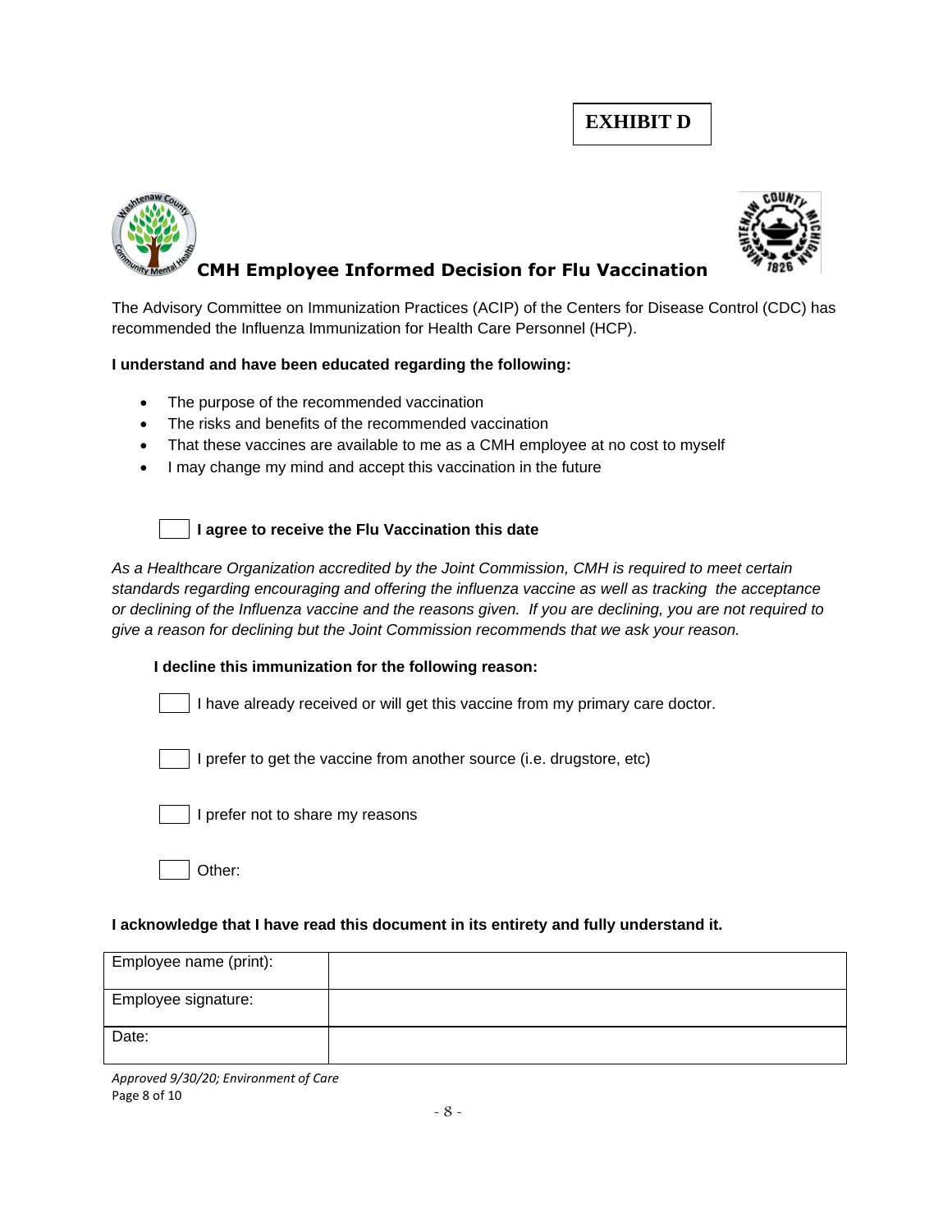**EXHIBIT D**

# CMH Employee Informed Decision for Flu Vaccination

The Advisory Committee on Immunization Practices (ACIP) of the Centers for Disease Control (CDC) has recommended the Influenza Immunization for Health Care Personnel (HCP).

**I understand and have been educated regarding the following:**

- The purpose of the recommended vaccination
- The risks and benefits of the recommended vaccination
- That these vaccines are available to me as a CMH employee at no cost to myself
- I may change my mind and accept this vaccination in the future

☐ **I agree to receive the Flu Vaccination this date**

*As a Healthcare Organization accredited by the Joint Commission, CMH is required to meet certain standards regarding encouraging and offering the influenza vaccine as well as tracking the acceptance or declining of the Influenza vaccine and the reasons given. If you are declining, you are not required to give a reason for declining but the Joint Commission recommends that we ask your reason.*

**I decline this immunization for the following reason:**

☐ I have already received or will get this vaccine from my primary care doctor.

☐ I prefer to get the vaccine from another source (i.e. drugstore, etc)

☐ I prefer not to share my reasons

☐ Other:

**I acknowledge that I have read this document in its entirety and fully understand it.**

| Employee name (print): | |
|---|---|
| Employee signature: | |
| Date: | |

*Approved 9/30/20; Environment of Care*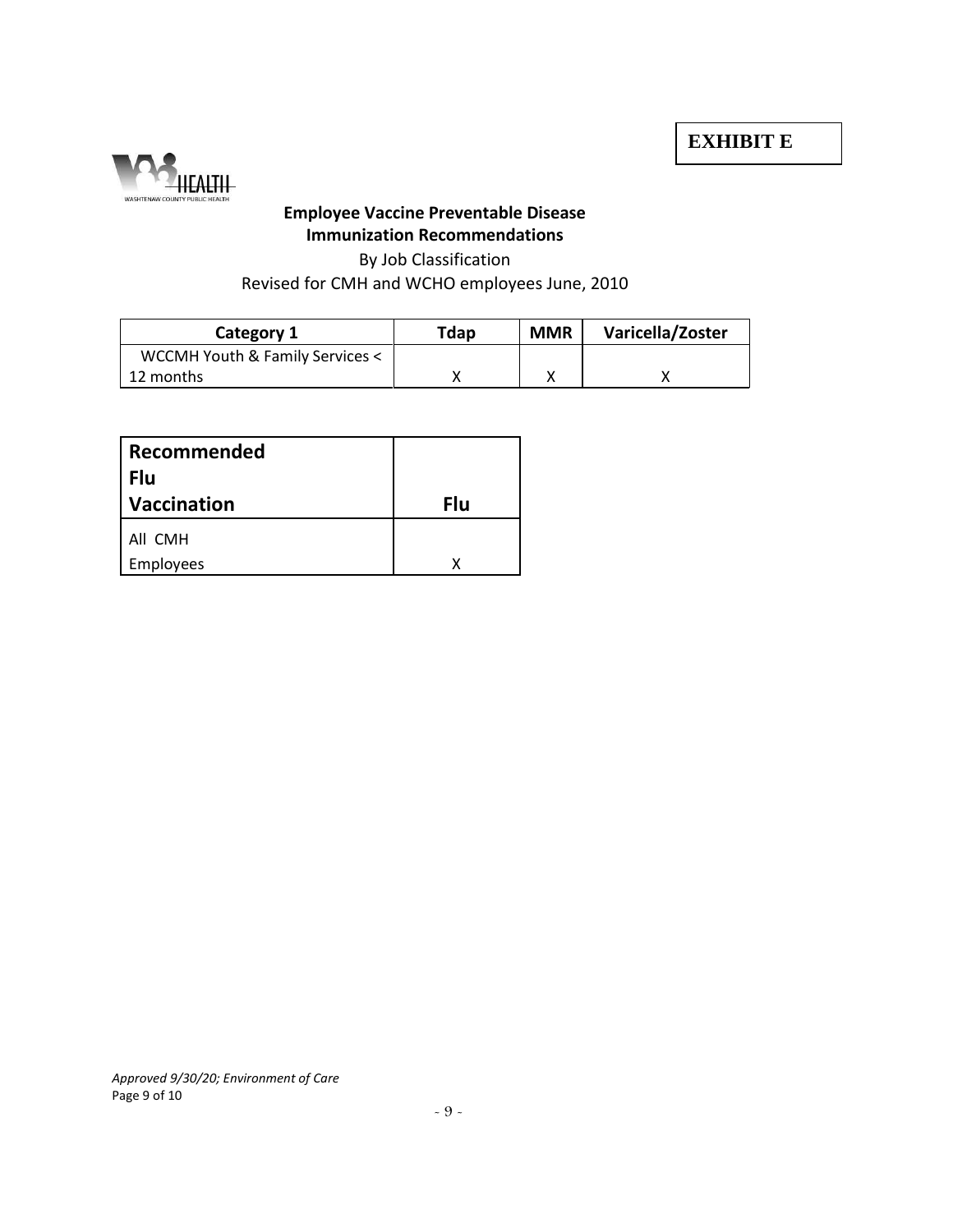**EXHIBIT E**

WASHTENAW COUNTY PUBLIC HEALTH

**Employee Vaccine Preventable Disease**
**Immunization Recommendations**

By Job Classification

Revised for CMH and WCHO employees June, 2010

| Category 1 | Tdap | MMR | Varicella/Zoster |
|---|---|---|---|
| WCCMH Youth & Family Services < 12 months | X | X | X |

| Recommended Flu Vaccination | Flu |
|---|---|
| All CMH Employees | X |

*Approved 9/30/20; Environment of Care*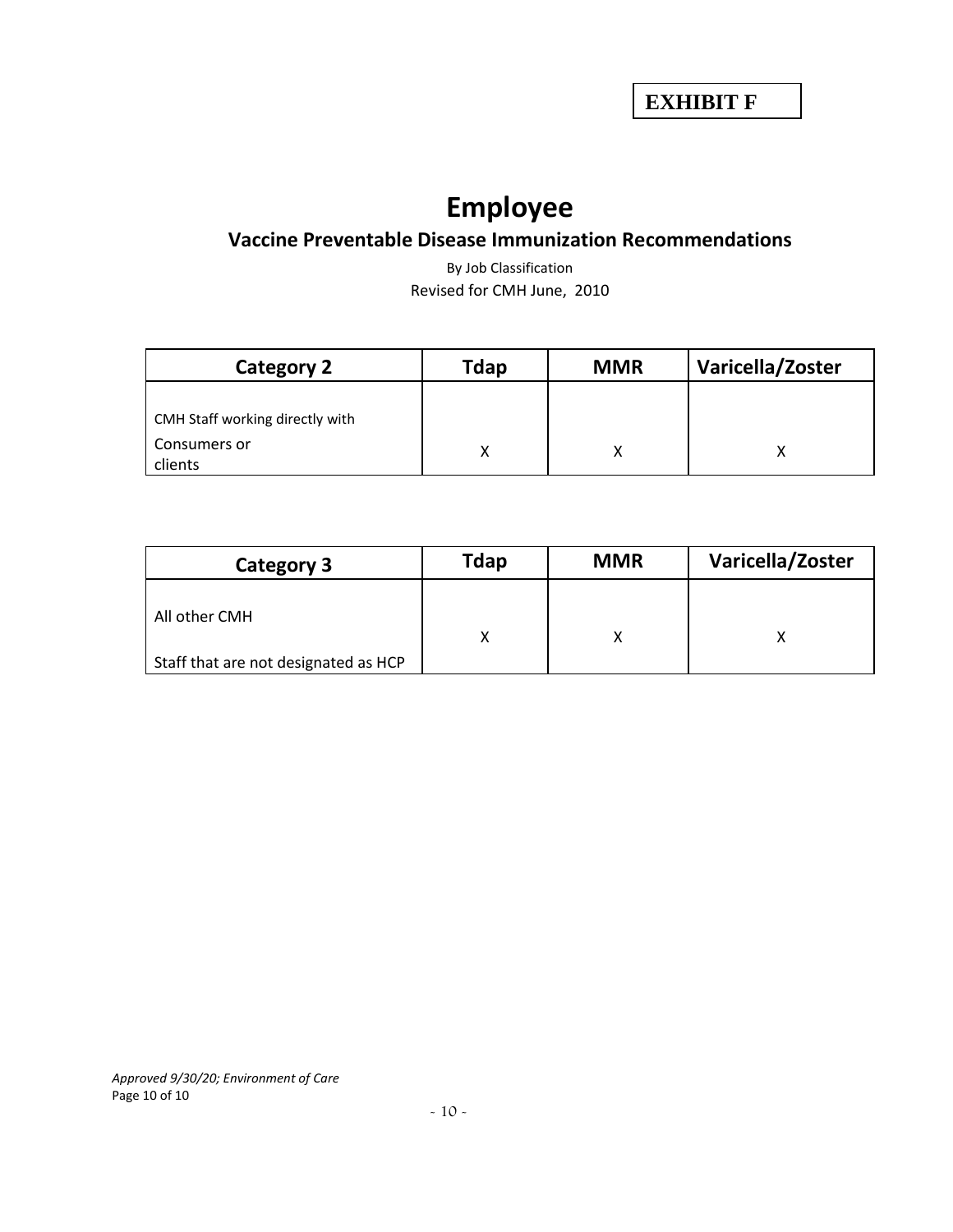**EXHIBIT F**

# Employee

## Vaccine Preventable Disease Immunization Recommendations

By Job Classification

Revised for CMH June, 2010

| Category 2 | Tdap | MMR | Varicella/Zoster |
|---|---|---|---|
| CMH Staff working directly with Consumers or clients | X | X | X |

| Category 3 | Tdap | MMR | Varicella/Zoster |
|---|---|---|---|
| All other CMH Staff that are not designated as HCP | X | X | X |

*Approved 9/30/20; Environment of Care*